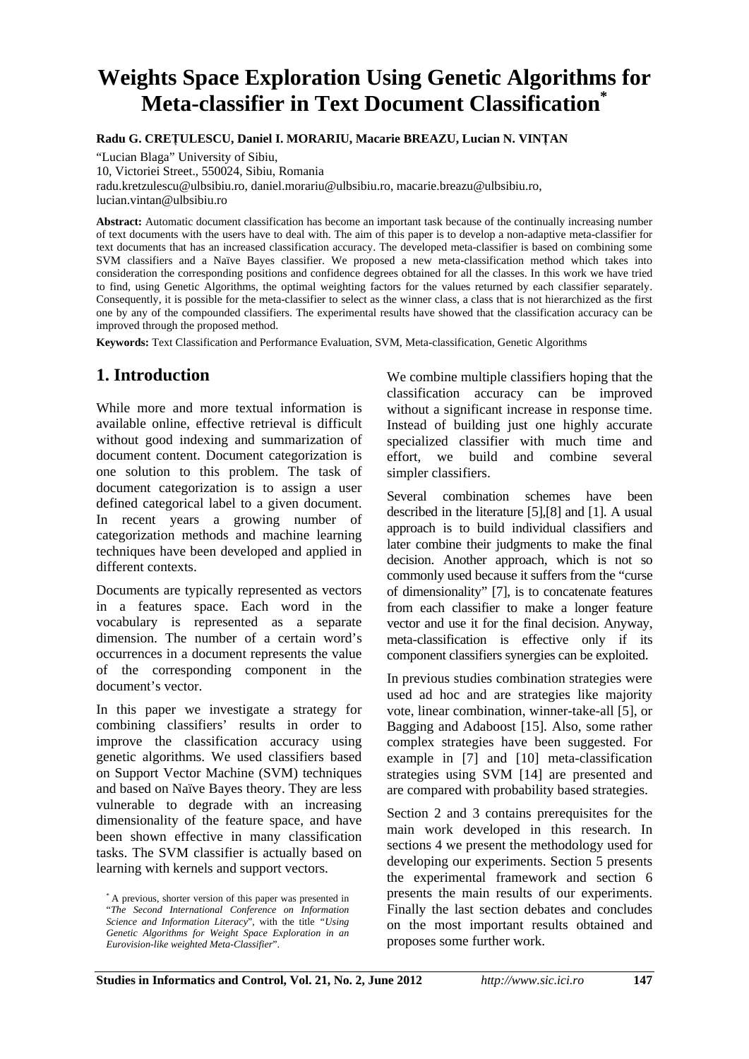# Weights Space Exploration Using Genetic Algorithms for Meta-classifier in Text Document Classification*

**Radu G. CREȚULESCU, Daniel I. MORARIU, Macarie BREAZU, Lucian N. VINȚAN**

"Lucian Blaga" University of Sibiu,
10, Victoriei Street., 550024, Sibiu, Romania
radu.kretzulescu@ulbsibiu.ro, daniel.morariu@ulbsibiu.ro, macarie.breazu@ulbsibiu.ro,
lucian.vintan@ulbsibiu.ro

**Abstract:** Automatic document classification has become an important task because of the continually increasing number of text documents with the users have to deal with. The aim of this paper is to develop a non-adaptive meta-classifier for text documents that has an increased classification accuracy. The developed meta-classifier is based on combining some SVM classifiers and a Naïve Bayes classifier. We proposed a new meta-classification method which takes into consideration the corresponding positions and confidence degrees obtained for all the classes. In this work we have tried to find, using Genetic Algorithms, the optimal weighting factors for the values returned by each classifier separately. Consequently, it is possible for the meta-classifier to select as the winner class, a class that is not hierarchized as the first one by any of the compounded classifiers. The experimental results have showed that the classification accuracy can be improved through the proposed method.

**Keywords:** Text Classification and Performance Evaluation, SVM, Meta-classification, Genetic Algorithms

## 1. Introduction

While more and more textual information is available online, effective retrieval is difficult without good indexing and summarization of document content. Document categorization is one solution to this problem. The task of document categorization is to assign a user defined categorical label to a given document. In recent years a growing number of categorization methods and machine learning techniques have been developed and applied in different contexts.

Documents are typically represented as vectors in a features space. Each word in the vocabulary is represented as a separate dimension. The number of a certain word's occurrences in a document represents the value of the corresponding component in the document's vector.

In this paper we investigate a strategy for combining classifiers' results in order to improve the classification accuracy using genetic algorithms. We used classifiers based on Support Vector Machine (SVM) techniques and based on Naïve Bayes theory. They are less vulnerable to degrade with an increasing dimensionality of the feature space, and have been shown effective in many classification tasks. The SVM classifier is actually based on learning with kernels and support vectors.

We combine multiple classifiers hoping that the classification accuracy can be improved without a significant increase in response time. Instead of building just one highly accurate specialized classifier with much time and effort, we build and combine several simpler classifiers.

Several combination schemes have been described in the literature [5],[8] and [1]. A usual approach is to build individual classifiers and later combine their judgments to make the final decision. Another approach, which is not so commonly used because it suffers from the "curse of dimensionality" [7], is to concatenate features from each classifier to make a longer feature vector and use it for the final decision. Anyway, meta-classification is effective only if its component classifiers synergies can be exploited.

In previous studies combination strategies were used ad hoc and are strategies like majority vote, linear combination, winner-take-all [5], or Bagging and Adaboost [15]. Also, some rather complex strategies have been suggested. For example in [7] and [10] meta-classification strategies using SVM [14] are presented and are compared with probability based strategies.

Section 2 and 3 contains prerequisites for the main work developed in this research. In sections 4 we present the methodology used for developing our experiments. Section 5 presents the experimental framework and section 6 presents the main results of our experiments. Finally the last section debates and concludes on the most important results obtained and proposes some further work.

---

* A previous, shorter version of this paper was presented in "*The Second International Conference on Information Science and Information Literacy*", with the title "*Using Genetic Algorithms for Weight Space Exploration in an Eurovision-like weighted Meta-Classifier*".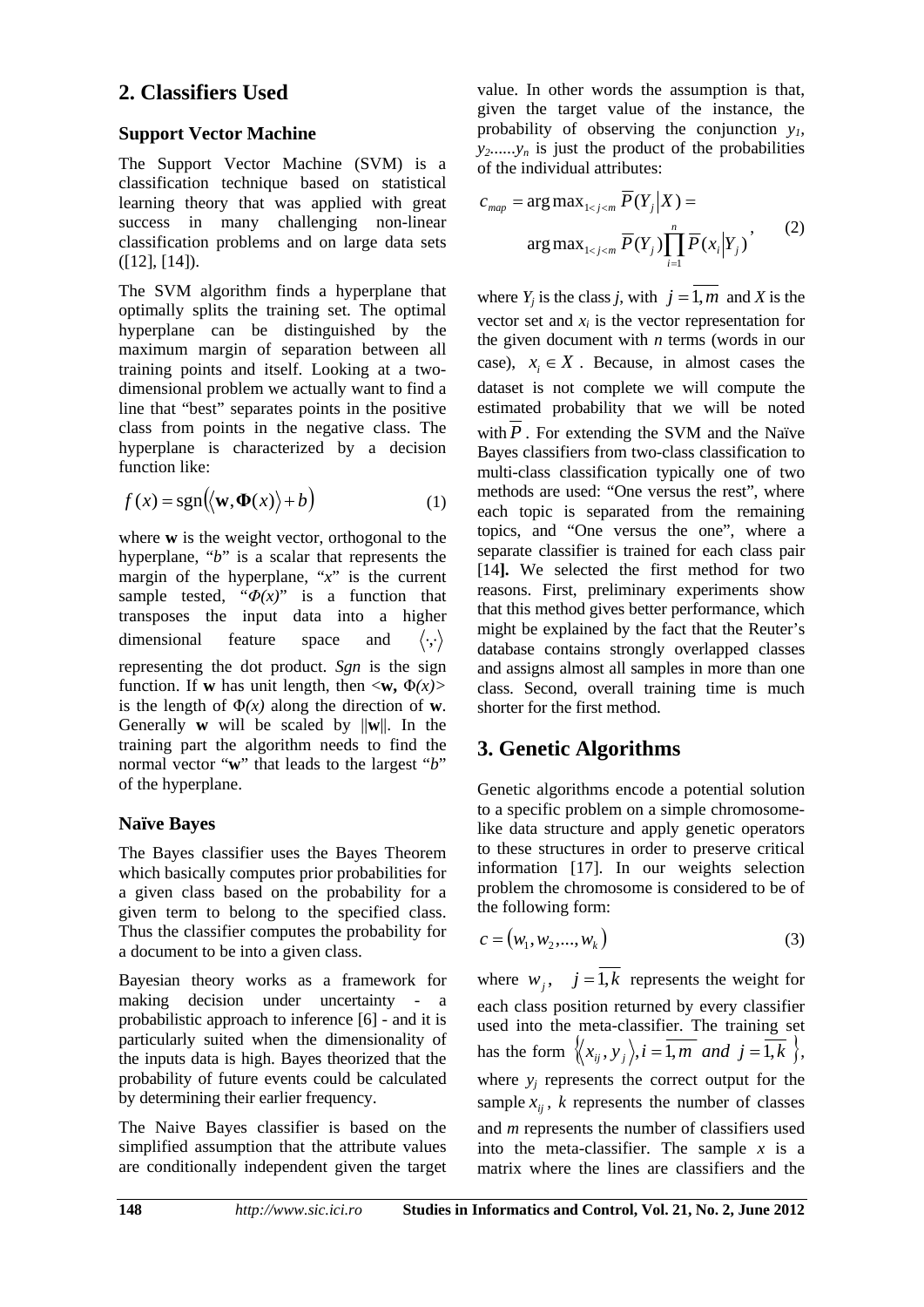## 2. Classifiers Used

### Support Vector Machine

The Support Vector Machine (SVM) is a classification technique based on statistical learning theory that was applied with great success in many challenging non-linear classification problems and on large data sets ([12], [14]).

The SVM algorithm finds a hyperplane that optimally splits the training set. The optimal hyperplane can be distinguished by the maximum margin of separation between all training points and itself. Looking at a two-dimensional problem we actually want to find a line that "best" separates points in the positive class from points in the negative class. The hyperplane is characterized by a decision function like:

$$f(x) = \operatorname{sgn}\left(\langle \mathbf{w}, \mathbf{\Phi}(x) \rangle + b\right) \tag{1}$$

where **w** is the weight vector, orthogonal to the hyperplane, "*b*" is a scalar that represents the margin of the hyperplane, "*x*" is the current sample tested, "$\Phi(x)$" is a function that transposes the input data into a higher dimensional feature space and $\langle \cdot,\cdot \rangle$ representing the dot product. *Sgn* is the sign function. If **w** has unit length, then $\langle \mathbf{w}, \Phi(x) \rangle$ is the length of $\Phi(x)$ along the direction of **w**. Generally **w** will be scaled by $\|\mathbf{w}\|$. In the training part the algorithm needs to find the normal vector "**w**" that leads to the largest "*b*" of the hyperplane.

### Naïve Bayes

The Bayes classifier uses the Bayes Theorem which basically computes prior probabilities for a given class based on the probability for a given term to belong to the specified class. Thus the classifier computes the probability for a document to be into a given class.

Bayesian theory works as a framework for making decision under uncertainty - a probabilistic approach to inference [6] - and it is particularly suited when the dimensionality of the inputs data is high. Bayes theorized that the probability of future events could be calculated by determining their earlier frequency.

The Naive Bayes classifier is based on the simplified assumption that the attribute values are conditionally independent given the target value. In other words the assumption is that, given the target value of the instance, the probability of observing the conjunction $y_1, y_2......y_n$ is just the product of the probabilities of the individual attributes:

$$c_{map} = \arg\max_{1<j<m} \overline{P}(Y_j | X) = \arg\max_{1<j<m} \overline{P}(Y_j) \prod_{i=1}^{n} \overline{P}(x_i | Y_j), \tag{2}$$

where $Y_j$ is the class *j*, with $j = \overline{1,m}$ and *X* is the vector set and $x_i$ is the vector representation for the given document with *n* terms (words in our case), $x_i \in X$. Because, in almost cases the dataset is not complete we will compute the estimated probability that we will be noted with $\overline{P}$. For extending the SVM and the Naïve Bayes classifiers from two-class classification to multi-class classification typically one of two methods are used: "One versus the rest", where each topic is separated from the remaining topics, and "One versus the one", where a separate classifier is trained for each class pair [14]. We selected the first method for two reasons. First, preliminary experiments show that this method gives better performance, which might be explained by the fact that the Reuter's database contains strongly overlapped classes and assigns almost all samples in more than one class. Second, overall training time is much shorter for the first method.

## 3. Genetic Algorithms

Genetic algorithms encode a potential solution to a specific problem on a simple chromosome-like data structure and apply genetic operators to these structures in order to preserve critical information [17]. In our weights selection problem the chromosome is considered to be of the following form:

$$c = (w_1, w_2, ..., w_k) \tag{3}$$

where $w_j, \quad j = \overline{1,k}$ represents the weight for each class position returned by every classifier used into the meta-classifier. The training set has the form $\left\{ \langle x_{ij}, y_j \rangle, i = \overline{1,m} \ and \ j = \overline{1,k} \right\}$, where $y_j$ represents the correct output for the sample $x_{ij}$, *k* represents the number of classes and *m* represents the number of classifiers used into the meta-classifier. The sample *x* is a matrix where the lines are classifiers and the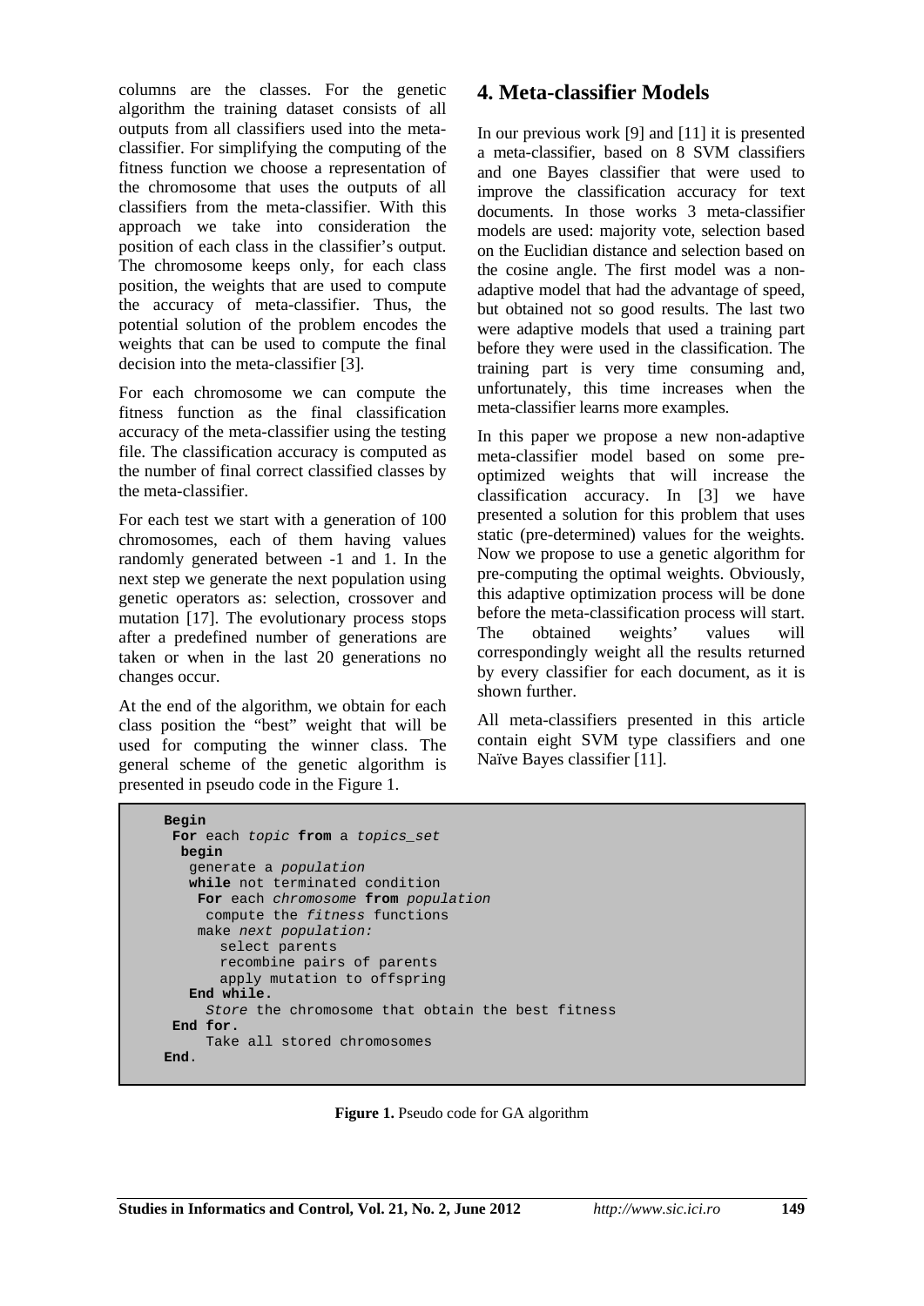columns are the classes. For the genetic algorithm the training dataset consists of all outputs from all classifiers used into the meta-classifier. For simplifying the computing of the fitness function we choose a representation of the chromosome that uses the outputs of all classifiers from the meta-classifier. With this approach we take into consideration the position of each class in the classifier's output. The chromosome keeps only, for each class position, the weights that are used to compute the accuracy of meta-classifier. Thus, the potential solution of the problem encodes the weights that can be used to compute the final decision into the meta-classifier [3].

For each chromosome we can compute the fitness function as the final classification accuracy of the meta-classifier using the testing file. The classification accuracy is computed as the number of final correct classified classes by the meta-classifier.

For each test we start with a generation of 100 chromosomes, each of them having values randomly generated between -1 and 1. In the next step we generate the next population using genetic operators as: selection, crossover and mutation [17]. The evolutionary process stops after a predefined number of generations are taken or when in the last 20 generations no changes occur.

At the end of the algorithm, we obtain for each class position the "best" weight that will be used for computing the winner class. The general scheme of the genetic algorithm is presented in pseudo code in the Figure 1.

# 4. Meta-classifier Models

In our previous work [9] and [11] it is presented a meta-classifier, based on 8 SVM classifiers and one Bayes classifier that were used to improve the classification accuracy for text documents. In those works 3 meta-classifier models are used: majority vote, selection based on the Euclidian distance and selection based on the cosine angle. The first model was a non-adaptive model that had the advantage of speed, but obtained not so good results. The last two were adaptive models that used a training part before they were used in the classification. The training part is very time consuming and, unfortunately, this time increases when the meta-classifier learns more examples.

In this paper we propose a new non-adaptive meta-classifier model based on some pre-optimized weights that will increase the classification accuracy. In [3] we have presented a solution for this problem that uses static (pre-determined) values for the weights. Now we propose to use a genetic algorithm for pre-computing the optimal weights. Obviously, this adaptive optimization process will be done before the meta-classification process will start. The obtained weights' values will correspondingly weight all the results returned by every classifier for each document, as it is shown further.

All meta-classifiers presented in this article contain eight SVM type classifiers and one Naïve Bayes classifier [11].

```
Begin
 For each topic from a topics_set
  begin
   generate a population
   while not terminated condition
    For each chromosome from population
     compute the fitness functions
    make next population:
       select parents
       recombine pairs of parents
       apply mutation to offspring
   End while.
     Store the chromosome that obtain the best fitness
 End for.
     Take all stored chromosomes
End.
```

**Figure 1.** Pseudo code for GA algorithm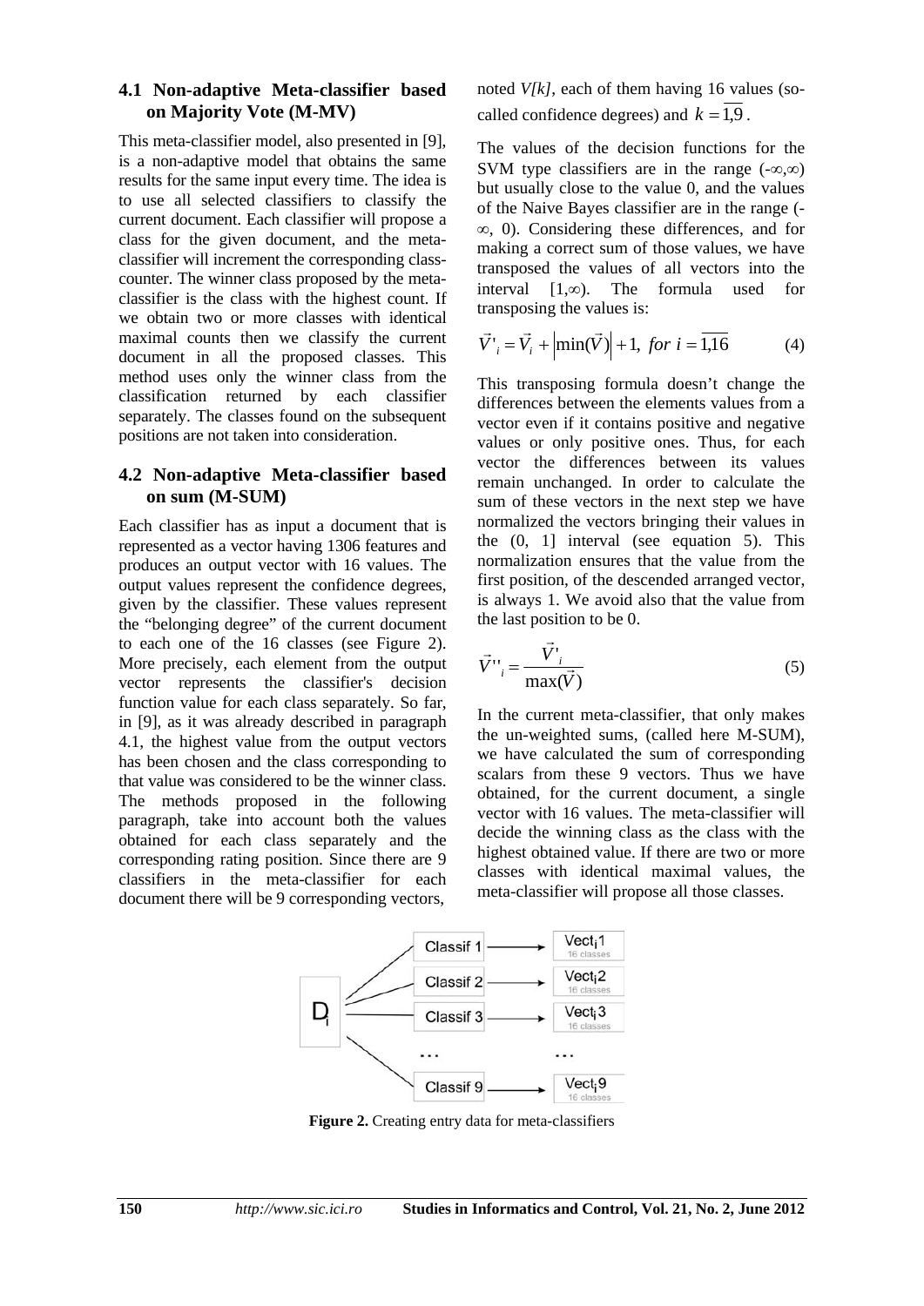### 4.1 Non-adaptive Meta-classifier based on Majority Vote (M-MV)

This meta-classifier model, also presented in [9], is a non-adaptive model that obtains the same results for the same input every time. The idea is to use all selected classifiers to classify the current document. Each classifier will propose a class for the given document, and the meta-classifier will increment the corresponding class-counter. The winner class proposed by the meta-classifier is the class with the highest count. If we obtain two or more classes with identical maximal counts then we classify the current document in all the proposed classes. This method uses only the winner class from the classification returned by each classifier separately. The classes found on the subsequent positions are not taken into consideration.

### 4.2 Non-adaptive Meta-classifier based on sum (M-SUM)

Each classifier has as input a document that is represented as a vector having 1306 features and produces an output vector with 16 values. The output values represent the confidence degrees, given by the classifier. These values represent the "belonging degree" of the current document to each one of the 16 classes (see Figure 2). More precisely, each element from the output vector represents the classifier's decision function value for each class separately. So far, in [9], as it was already described in paragraph 4.1, the highest value from the output vectors has been chosen and the class corresponding to that value was considered to be the winner class. The methods proposed in the following paragraph, take into account both the values obtained for each class separately and the corresponding rating position. Since there are 9 classifiers in the meta-classifier for each document there will be 9 corresponding vectors, noted *V[k]*, each of them having 16 values (so-called confidence degrees) and $k = \overline{1,9}$.

The values of the decision functions for the SVM type classifiers are in the range $(-\infty,\infty)$ but usually close to the value 0, and the values of the Naive Bayes classifier are in the range $(-\infty, 0)$. Considering these differences, and for making a correct sum of those values, we have transposed the values of all vectors into the interval $[1,\infty)$. The formula used for transposing the values is:

$$\vec{V}'_i = \vec{V}_i + \left|\min(\vec{V})\right| + 1, \; for \; i = \overline{1,16} \tag{4}$$

This transposing formula doesn't change the differences between the elements values from a vector even if it contains positive and negative values or only positive ones. Thus, for each vector the differences between its values remain unchanged. In order to calculate the sum of these vectors in the next step we have normalized the vectors bringing their values in the (0, 1] interval (see equation 5). This normalization ensures that the value from the first position, of the descended arranged vector, is always 1. We avoid also that the value from the last position to be 0.

$$\vec{V}''_i = \frac{\vec{V}'_i}{\max(\vec{V})} \tag{5}$$

In the current meta-classifier, that only makes the un-weighted sums, (called here M-SUM), we have calculated the sum of corresponding scalars from these 9 vectors. Thus we have obtained, for the current document, a single vector with 16 values. The meta-classifier will decide the winning class as the class with the highest obtained value. If there are two or more classes with identical maximal values, the meta-classifier will propose all those classes.

**Figure 2.** Creating entry data for meta-classifiers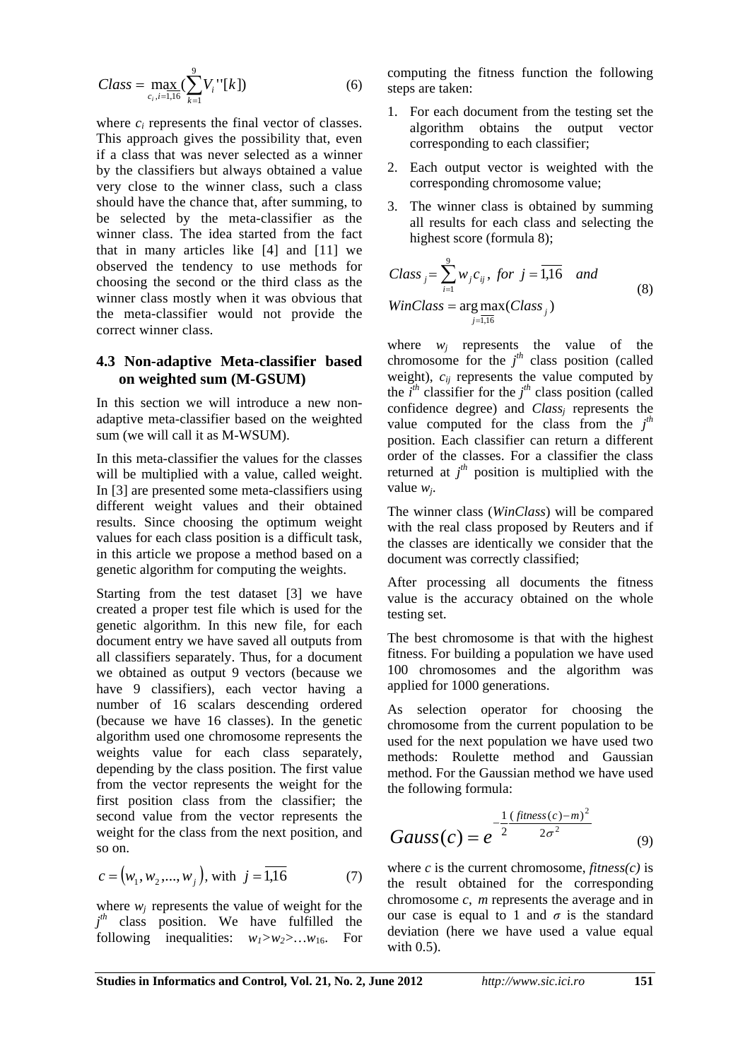$$Class = \max_{c_i, i=\overline{1,16}} \left( \sum_{k=1}^{9} V_i''[k] \right) \tag{6}$$

where $c_i$ represents the final vector of classes. This approach gives the possibility that, even if a class that was never selected as a winner by the classifiers but always obtained a value very close to the winner class, such a class should have the chance that, after summing, to be selected by the meta-classifier as the winner class. The idea started from the fact that in many articles like [4] and [11] we observed the tendency to use methods for choosing the second or the third class as the winner class mostly when it was obvious that the meta-classifier would not provide the correct winner class.

### 4.3 Non-adaptive Meta-classifier based on weighted sum (M-GSUM)

In this section we will introduce a new non-adaptive meta-classifier based on the weighted sum (we will call it as M-WSUM).

In this meta-classifier the values for the classes will be multiplied with a value, called weight. In [3] are presented some meta-classifiers using different weight values and their obtained results. Since choosing the optimum weight values for each class position is a difficult task, in this article we propose a method based on a genetic algorithm for computing the weights.

Starting from the test dataset [3] we have created a proper test file which is used for the genetic algorithm. In this new file, for each document entry we have saved all outputs from all classifiers separately. Thus, for a document we obtained as output 9 vectors (because we have 9 classifiers), each vector having a number of 16 scalars descending ordered (because we have 16 classes). In the genetic algorithm used one chromosome represents the weights value for each class separately, depending by the class position. The first value from the vector represents the weight for the first position class from the classifier; the second value from the vector represents the weight for the class from the next position, and so on.

$$c = (w_1, w_2, ..., w_j), \text{ with } j = \overline{1,16} \tag{7}$$

where $w_j$ represents the value of weight for the $j^{th}$ class position. We have fulfilled the following inequalities: $w_1 > w_2 > \ldots w_{16}$. For computing the fitness function the following steps are taken:

1. For each document from the testing set the algorithm obtains the output vector corresponding to each classifier;
2. Each output vector is weighted with the corresponding chromosome value;
3. The winner class is obtained by summing all results for each class and selecting the highest score (formula 8);

$$Class_j = \sum_{i=1}^{9} w_j c_{ij}, \text{ for } j = \overline{1,16} \quad and$$
$$WinClass = \arg\max_{j=\overline{1,16}} (Class_j) \tag{8}$$

where $w_j$ represents the value of the chromosome for the $j^{th}$ class position (called weight), $c_{ij}$ represents the value computed by the $i^{th}$ classifier for the $j^{th}$ class position (called confidence degree) and $Class_j$ represents the value computed for the class from the $j^{th}$ position. Each classifier can return a different order of the classes. For a classifier the class returned at $j^{th}$ position is multiplied with the value $w_j$.

The winner class (*WinClass*) will be compared with the real class proposed by Reuters and if the classes are identically we consider that the document was correctly classified;

After processing all documents the fitness value is the accuracy obtained on the whole testing set.

The best chromosome is that with the highest fitness. For building a population we have used 100 chromosomes and the algorithm was applied for 1000 generations.

As selection operator for choosing the chromosome from the current population to be used for the next population we have used two methods: Roulette method and Gaussian method. For the Gaussian method we have used the following formula:

$$Gauss(c) = e^{-\frac{1}{2}\frac{(fitness(c)-m)^2}{2\sigma^2}} \tag{9}$$

where $c$ is the current chromosome, $fitness(c)$ is the result obtained for the corresponding chromosome $c$, $m$ represents the average and in our case is equal to 1 and $\sigma$ is the standard deviation (here we have used a value equal with 0.5).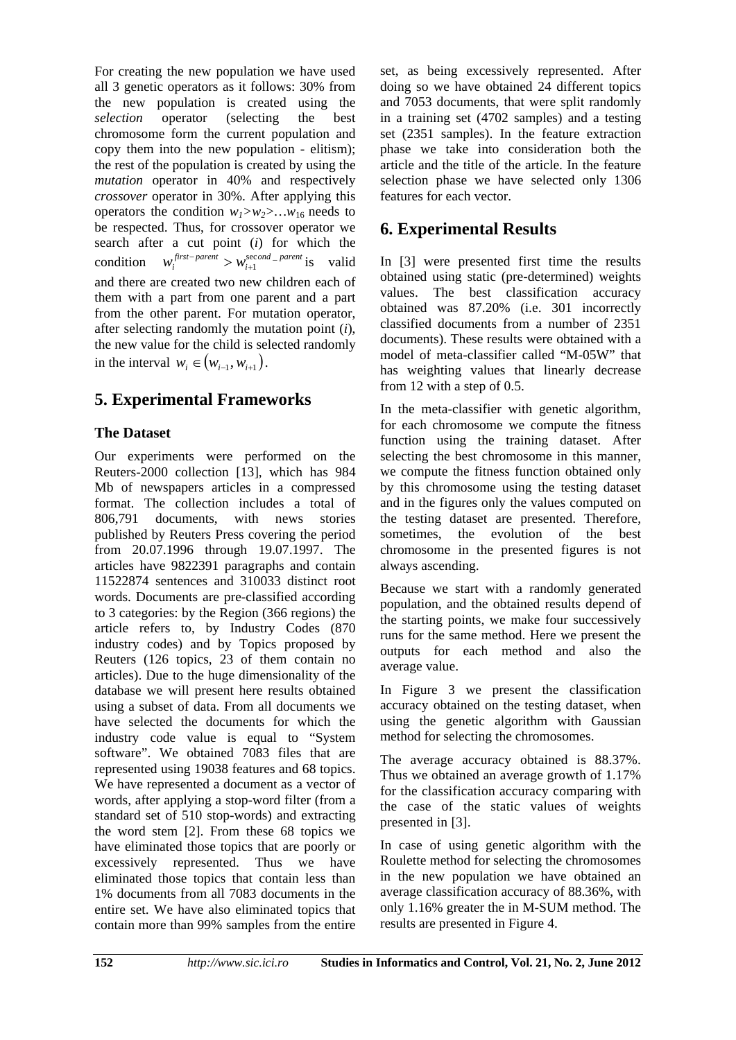For creating the new population we have used all 3 genetic operators as it follows: 30% from the new population is created using the *selection* operator (selecting the best chromosome form the current population and copy them into the new population - elitism); the rest of the population is created by using the *mutation* operator in 40% and respectively *crossover* operator in 30%. After applying this operators the condition $w_1 > w_2 > \ldots w_{16}$ needs to be respected. Thus, for crossover operator we search after a cut point ($i$) for which the condition $w_i^{first-parent} > w_{i+1}^{second\_parent}$ is valid and there are created two new children each of them with a part from one parent and a part from the other parent. For mutation operator, after selecting randomly the mutation point ($i$), the new value for the child is selected randomly in the interval $w_i \in (w_{i-1}, w_{i+1})$.

## 5. Experimental Frameworks

### The Dataset

Our experiments were performed on the Reuters-2000 collection [13], which has 984 Mb of newspapers articles in a compressed format. The collection includes a total of 806,791 documents, with news stories published by Reuters Press covering the period from 20.07.1996 through 19.07.1997. The articles have 9822391 paragraphs and contain 11522874 sentences and 310033 distinct root words. Documents are pre-classified according to 3 categories: by the Region (366 regions) the article refers to, by Industry Codes (870 industry codes) and by Topics proposed by Reuters (126 topics, 23 of them contain no articles). Due to the huge dimensionality of the database we will present here results obtained using a subset of data. From all documents we have selected the documents for which the industry code value is equal to "System software". We obtained 7083 files that are represented using 19038 features and 68 topics. We have represented a document as a vector of words, after applying a stop-word filter (from a standard set of 510 stop-words) and extracting the word stem [2]. From these 68 topics we have eliminated those topics that are poorly or excessively represented. Thus we have eliminated those topics that contain less than 1% documents from all 7083 documents in the entire set. We have also eliminated topics that contain more than 99% samples from the entire set, as being excessively represented. After doing so we have obtained 24 different topics and 7053 documents, that were split randomly in a training set (4702 samples) and a testing set (2351 samples). In the feature extraction phase we take into consideration both the article and the title of the article. In the feature selection phase we have selected only 1306 features for each vector.

## 6. Experimental Results

In [3] were presented first time the results obtained using static (pre-determined) weights values. The best classification accuracy obtained was 87.20% (i.e. 301 incorrectly classified documents from a number of 2351 documents). These results were obtained with a model of meta-classifier called "M-05W" that has weighting values that linearly decrease from 12 with a step of 0.5.

In the meta-classifier with genetic algorithm, for each chromosome we compute the fitness function using the training dataset. After selecting the best chromosome in this manner, we compute the fitness function obtained only by this chromosome using the testing dataset and in the figures only the values computed on the testing dataset are presented. Therefore, sometimes, the evolution of the best chromosome in the presented figures is not always ascending.

Because we start with a randomly generated population, and the obtained results depend of the starting points, we make four successively runs for the same method. Here we present the outputs for each method and also the average value.

In Figure 3 we present the classification accuracy obtained on the testing dataset, when using the genetic algorithm with Gaussian method for selecting the chromosomes.

The average accuracy obtained is 88.37%. Thus we obtained an average growth of 1.17% for the classification accuracy comparing with the case of the static values of weights presented in [3].

In case of using genetic algorithm with the Roulette method for selecting the chromosomes in the new population we have obtained an average classification accuracy of 88.36%, with only 1.16% greater the in M-SUM method. The results are presented in Figure 4.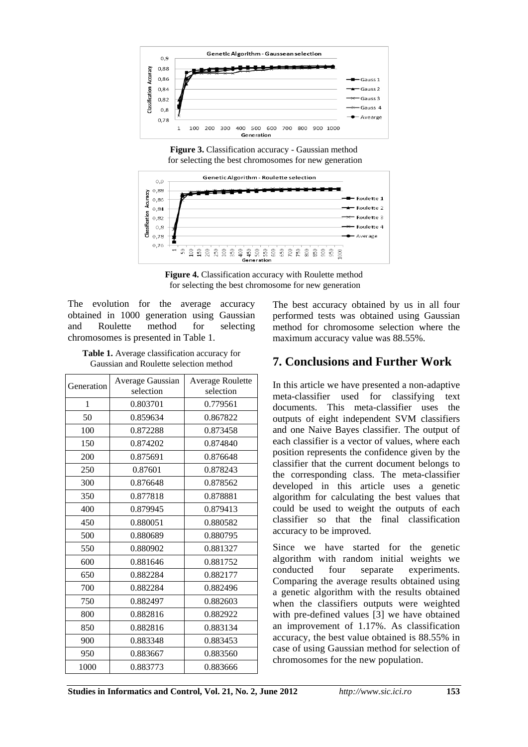Figure 3. Classification accuracy - Gaussian method for selecting the best chromosomes for new generation

Figure 4. Classification accuracy with Roulette method for selecting the best chromosome for new generation

The evolution for the average accuracy obtained in 1000 generation using Gaussian and Roulette method for selecting chromosomes is presented in Table 1.

**Table 1.** Average classification accuracy for Gaussian and Roulette selection method

| Generation | Average Gaussian selection | Average Roulette selection |
|---|---|---|
| 1 | 0.803701 | 0.779561 |
| 50 | 0.859634 | 0.867822 |
| 100 | 0.872288 | 0.873458 |
| 150 | 0.874202 | 0.874840 |
| 200 | 0.875691 | 0.876648 |
| 250 | 0.87601 | 0.878243 |
| 300 | 0.876648 | 0.878562 |
| 350 | 0.877818 | 0.878881 |
| 400 | 0.879945 | 0.879413 |
| 450 | 0.880051 | 0.880582 |
| 500 | 0.880689 | 0.880795 |
| 550 | 0.880902 | 0.881327 |
| 600 | 0.881646 | 0.881752 |
| 650 | 0.882284 | 0.882177 |
| 700 | 0.882284 | 0.882496 |
| 750 | 0.882497 | 0.882603 |
| 800 | 0.882816 | 0.882922 |
| 850 | 0.882816 | 0.883134 |
| 900 | 0.883348 | 0.883453 |
| 950 | 0.883667 | 0.883560 |
| 1000 | 0.883773 | 0.883666 |

The best accuracy obtained by us in all four performed tests was obtained using Gaussian method for chromosome selection where the maximum accuracy value was 88.55%.

# 7. Conclusions and Further Work

In this article we have presented a non-adaptive meta-classifier used for classifying text documents. This meta-classifier uses the outputs of eight independent SVM classifiers and one Naive Bayes classifier. The output of each classifier is a vector of values, where each position represents the confidence given by the classifier that the current document belongs to the corresponding class. The meta-classifier developed in this article uses a genetic algorithm for calculating the best values that could be used to weight the outputs of each classifier so that the final classification accuracy to be improved.

Since we have started for the genetic algorithm with random initial weights we conducted four separate experiments. Comparing the average results obtained using a genetic algorithm with the results obtained when the classifiers outputs were weighted with pre-defined values [3] we have obtained an improvement of 1.17%. As classification accuracy, the best value obtained is 88.55% in case of using Gaussian method for selection of chromosomes for the new population.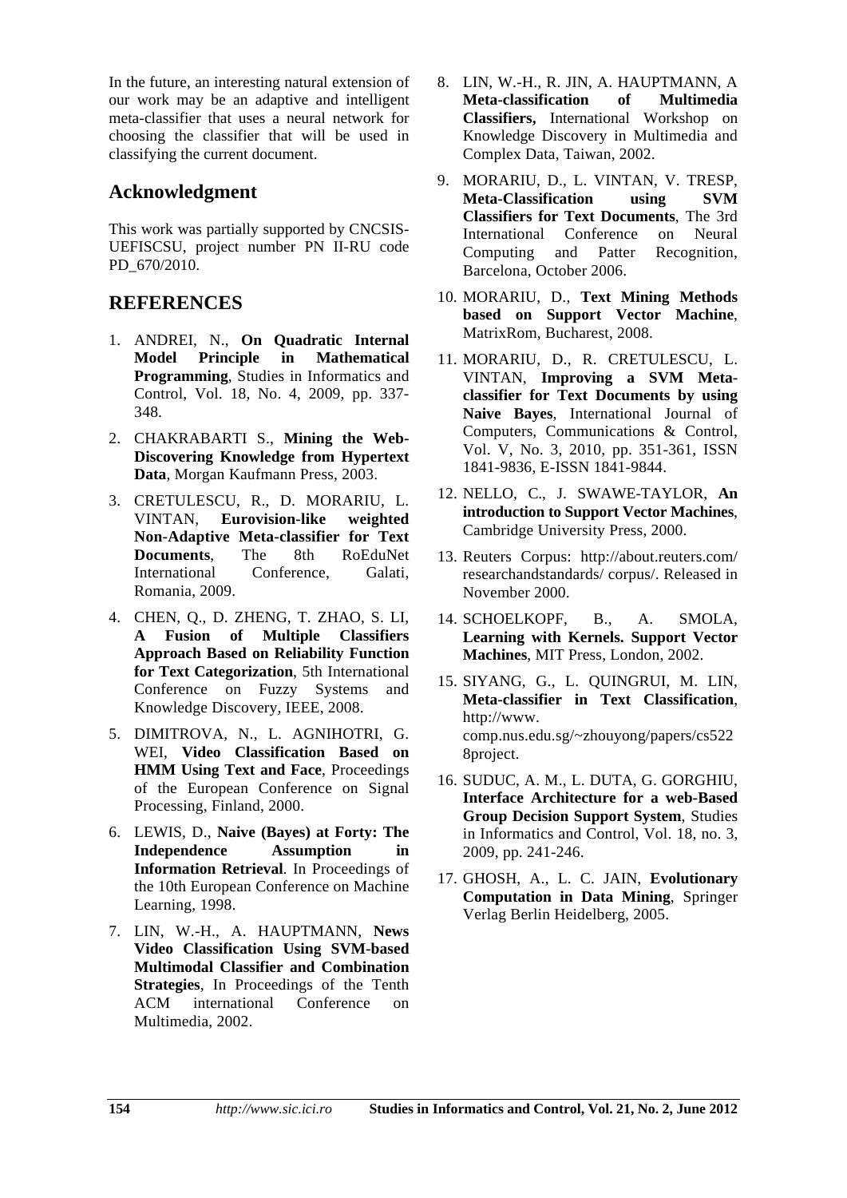In the future, an interesting natural extension of our work may be an adaptive and intelligent meta-classifier that uses a neural network for choosing the classifier that will be used in classifying the current document.

## Acknowledgment

This work was partially supported by CNCSIS-UEFISCSU, project number PN II-RU code PD_670/2010.

## REFERENCES

1. ANDREI, N., **On Quadratic Internal Model Principle in Mathematical Programming**, Studies in Informatics and Control, Vol. 18, No. 4, 2009, pp. 337-348.
2. CHAKRABARTI S., **Mining the Web-Discovering Knowledge from Hypertext Data**, Morgan Kaufmann Press, 2003.
3. CRETULESCU, R., D. MORARIU, L. VINTAN, **Eurovision-like weighted Non-Adaptive Meta-classifier for Text Documents**, The 8th RoEduNet International Conference, Galati, Romania, 2009.
4. CHEN, Q., D. ZHENG, T. ZHAO, S. LI, **A Fusion of Multiple Classifiers Approach Based on Reliability Function for Text Categorization**, 5th International Conference on Fuzzy Systems and Knowledge Discovery, IEEE, 2008.
5. DIMITROVA, N., L. AGNIHOTRI, G. WEI, **Video Classification Based on HMM Using Text and Face**, Proceedings of the European Conference on Signal Processing, Finland, 2000.
6. LEWIS, D., **Naive (Bayes) at Forty: The Independence Assumption in Information Retrieval**. In Proceedings of the 10th European Conference on Machine Learning, 1998.
7. LIN, W.-H., A. HAUPTMANN, **News Video Classification Using SVM-based Multimodal Classifier and Combination Strategies**, In Proceedings of the Tenth ACM international Conference on Multimedia, 2002.
8. LIN, W.-H., R. JIN, A. HAUPTMANN, A **Meta-classification of Multimedia Classifiers,** International Workshop on Knowledge Discovery in Multimedia and Complex Data, Taiwan, 2002.
9. MORARIU, D., L. VINTAN, V. TRESP, **Meta-Classification using SVM Classifiers for Text Documents**, The 3rd International Conference on Neural Computing and Patter Recognition, Barcelona, October 2006.
10. MORARIU, D., **Text Mining Methods based on Support Vector Machine**, MatrixRom, Bucharest, 2008.
11. MORARIU, D., R. CRETULESCU, L. VINTAN, **Improving a SVM Meta-classifier for Text Documents by using Naive Bayes**, International Journal of Computers, Communications & Control, Vol. V, No. 3, 2010, pp. 351-361, ISSN 1841-9836, E-ISSN 1841-9844.
12. NELLO, C., J. SWAWE-TAYLOR, **An introduction to Support Vector Machines**, Cambridge University Press, 2000.
13. Reuters Corpus: http://about.reuters.com/ researchandstandards/ corpus/. Released in November 2000.
14. SCHOELKOPF, B., A. SMOLA, **Learning with Kernels. Support Vector Machines**, MIT Press, London, 2002.
15. SIYANG, G., L. QUINGRUI, M. LIN, **Meta-classifier in Text Classification**, http://www. comp.nus.edu.sg/~zhouyong/papers/cs5228project.
16. SUDUC, A. M., L. DUTA, G. GORGHIU, **Interface Architecture for a web-Based Group Decision Support System**, Studies in Informatics and Control, Vol. 18, no. 3, 2009, pp. 241-246.
17. GHOSH, A., L. C. JAIN, **Evolutionary Computation in Data Mining**, Springer Verlag Berlin Heidelberg, 2005.